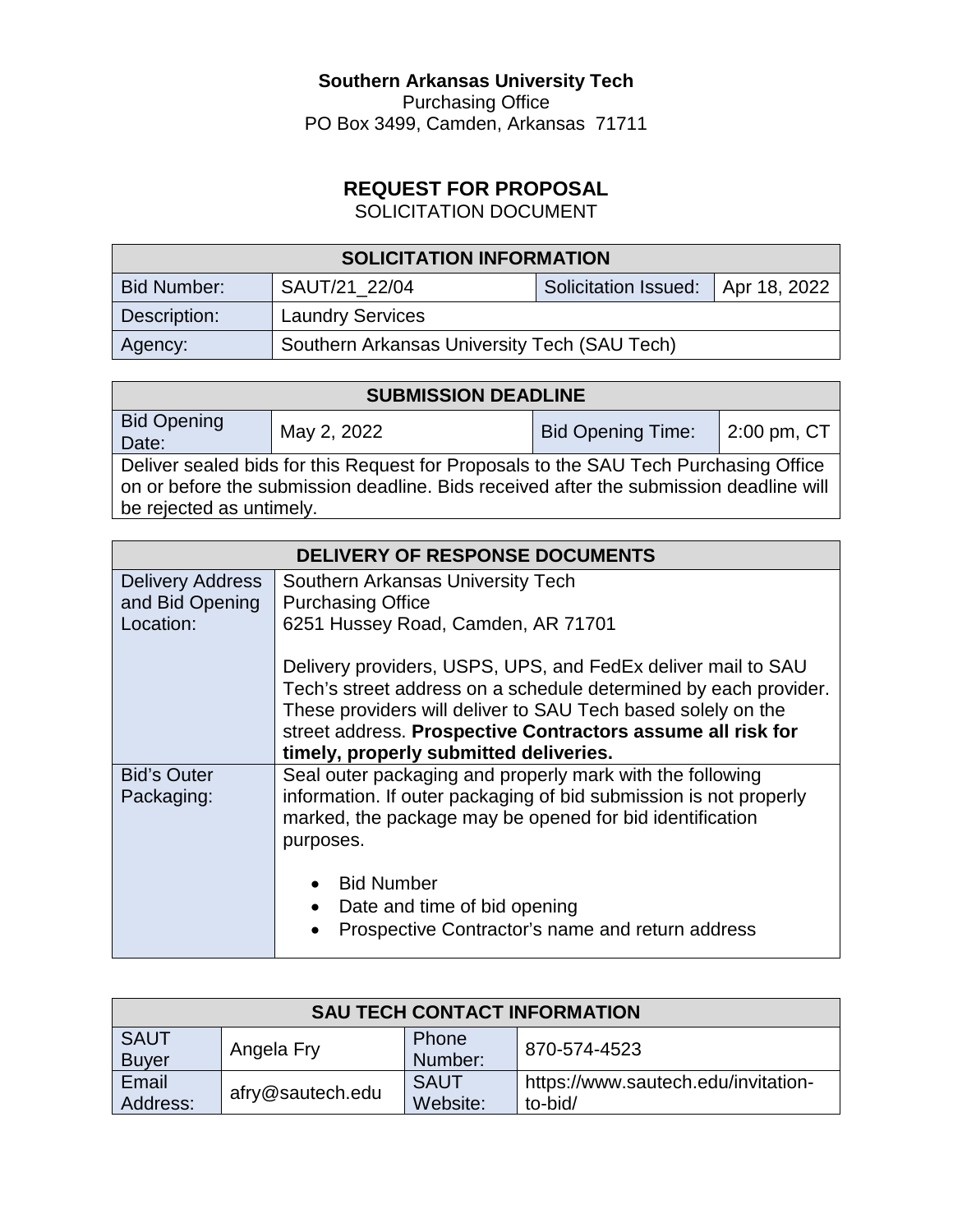**Southern Arkansas University Tech**
Purchasing Office
PO Box 3499, Camden, Arkansas 71711

# REQUEST FOR PROPOSAL

SOLICITATION DOCUMENT

| SOLICITATION INFORMATION | | | |
|---|---|---|---|
| Bid Number: | SAUT/21_22/04 | Solicitation Issued: | Apr 18, 2022 |
| Description: | Laundry Services | | |
| Agency: | Southern Arkansas University Tech (SAU Tech) | | |

| SUBMISSION DEADLINE | | | |
|---|---|---|---|
| Bid Opening Date: | May 2, 2022 | Bid Opening Time: | 2:00 pm, CT |
| Deliver sealed bids for this Request for Proposals to the SAU Tech Purchasing Office on or before the submission deadline. Bids received after the submission deadline will be rejected as untimely. | | | |

| DELIVERY OF RESPONSE DOCUMENTS | |
|---|---|
| Delivery Address and Bid Opening Location: | Southern Arkansas University Tech<br>Purchasing Office<br>6251 Hussey Road, Camden, AR 71701<br><br>Delivery providers, USPS, UPS, and FedEx deliver mail to SAU Tech's street address on a schedule determined by each provider. These providers will deliver to SAU Tech based solely on the street address. **Prospective Contractors assume all risk for timely, properly submitted deliveries.** |
| Bid's Outer Packaging: | Seal outer packaging and properly mark with the following information. If outer packaging of bid submission is not properly marked, the package may be opened for bid identification purposes.<br><br>• Bid Number<br>• Date and time of bid opening<br>• Prospective Contractor's name and return address |

| SAU TECH CONTACT INFORMATION | | | |
|---|---|---|---|
| SAUT Buyer | Angela Fry | Phone Number: | 870-574-4523 |
| Email Address: | afry@sautech.edu | SAUT Website: | https://www.sautech.edu/invitation-to-bid/ |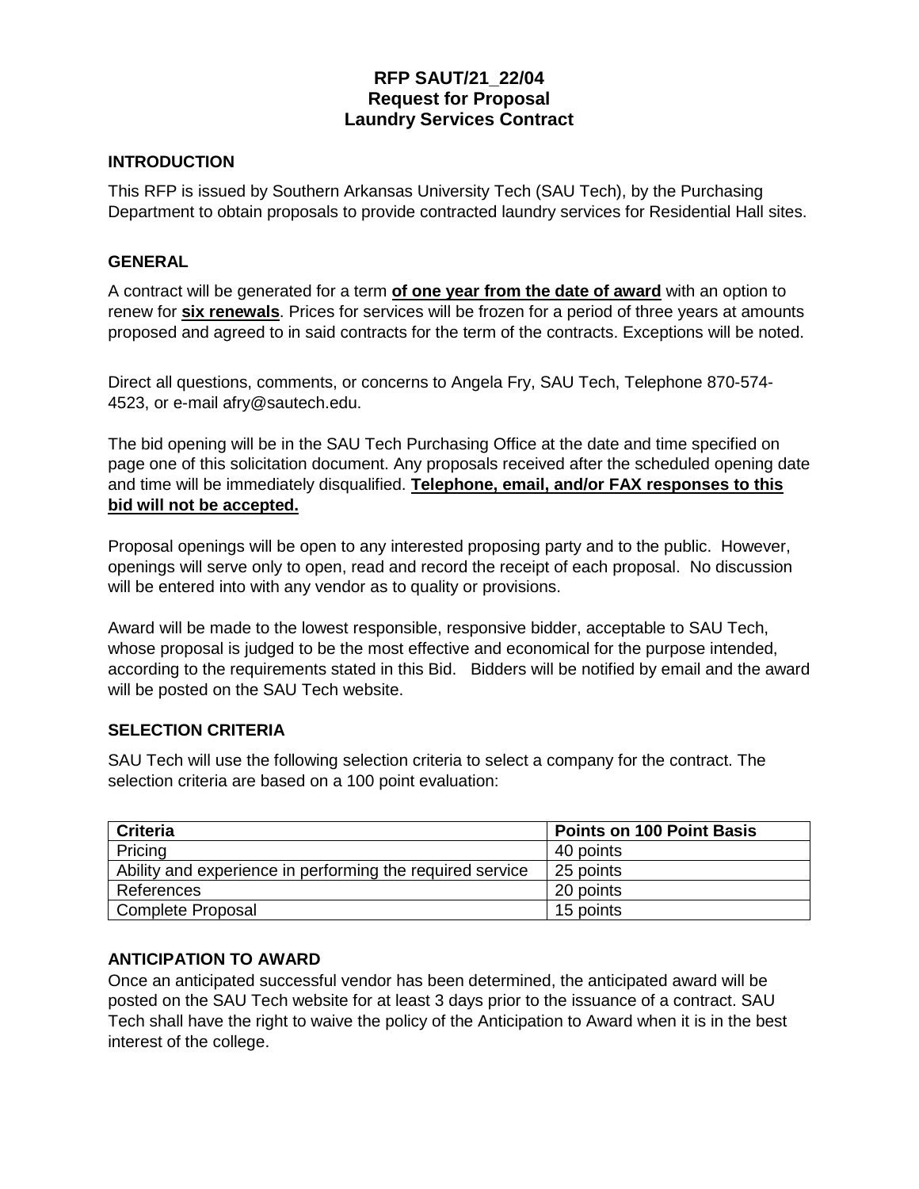# RFP SAUT/21_22/04
# Request for Proposal
# Laundry Services Contract

## INTRODUCTION

This RFP is issued by Southern Arkansas University Tech (SAU Tech), by the Purchasing Department to obtain proposals to provide contracted laundry services for Residential Hall sites.

## GENERAL

A contract will be generated for a term **<u>of one year from the date of award</u>** with an option to renew for **<u>six renewals</u>**. Prices for services will be frozen for a period of three years at amounts proposed and agreed to in said contracts for the term of the contracts. Exceptions will be noted.

Direct all questions, comments, or concerns to Angela Fry, SAU Tech, Telephone 870-574-4523, or e-mail afry@sautech.edu.

The bid opening will be in the SAU Tech Purchasing Office at the date and time specified on page one of this solicitation document. Any proposals received after the scheduled opening date and time will be immediately disqualified. **<u>Telephone, email, and/or FAX responses to this bid will not be accepted.</u>**

Proposal openings will be open to any interested proposing party and to the public. However, openings will serve only to open, read and record the receipt of each proposal. No discussion will be entered into with any vendor as to quality or provisions.

Award will be made to the lowest responsible, responsive bidder, acceptable to SAU Tech, whose proposal is judged to be the most effective and economical for the purpose intended, according to the requirements stated in this Bid. Bidders will be notified by email and the award will be posted on the SAU Tech website.

## SELECTION CRITERIA

SAU Tech will use the following selection criteria to select a company for the contract. The selection criteria are based on a 100 point evaluation:

| Criteria | Points on 100 Point Basis |
|---|---|
| Pricing | 40 points |
| Ability and experience in performing the required service | 25 points |
| References | 20 points |
| Complete Proposal | 15 points |

## ANTICIPATION TO AWARD

Once an anticipated successful vendor has been determined, the anticipated award will be posted on the SAU Tech website for at least 3 days prior to the issuance of a contract. SAU Tech shall have the right to waive the policy of the Anticipation to Award when it is in the best interest of the college.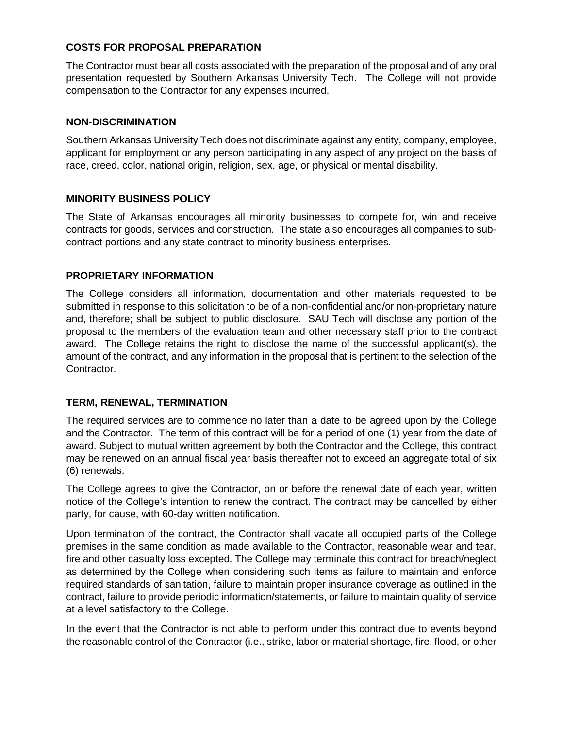## COSTS FOR PROPOSAL PREPARATION

The Contractor must bear all costs associated with the preparation of the proposal and of any oral presentation requested by Southern Arkansas University Tech. The College will not provide compensation to the Contractor for any expenses incurred.

## NON-DISCRIMINATION

Southern Arkansas University Tech does not discriminate against any entity, company, employee, applicant for employment or any person participating in any aspect of any project on the basis of race, creed, color, national origin, religion, sex, age, or physical or mental disability.

## MINORITY BUSINESS POLICY

The State of Arkansas encourages all minority businesses to compete for, win and receive contracts for goods, services and construction. The state also encourages all companies to sub-contract portions and any state contract to minority business enterprises.

## PROPRIETARY INFORMATION

The College considers all information, documentation and other materials requested to be submitted in response to this solicitation to be of a non-confidential and/or non-proprietary nature and, therefore; shall be subject to public disclosure. SAU Tech will disclose any portion of the proposal to the members of the evaluation team and other necessary staff prior to the contract award. The College retains the right to disclose the name of the successful applicant(s), the amount of the contract, and any information in the proposal that is pertinent to the selection of the Contractor.

## TERM, RENEWAL, TERMINATION

The required services are to commence no later than a date to be agreed upon by the College and the Contractor. The term of this contract will be for a period of one (1) year from the date of award. Subject to mutual written agreement by both the Contractor and the College, this contract may be renewed on an annual fiscal year basis thereafter not to exceed an aggregate total of six (6) renewals.

The College agrees to give the Contractor, on or before the renewal date of each year, written notice of the College's intention to renew the contract. The contract may be cancelled by either party, for cause, with 60-day written notification.

Upon termination of the contract, the Contractor shall vacate all occupied parts of the College premises in the same condition as made available to the Contractor, reasonable wear and tear, fire and other casualty loss excepted. The College may terminate this contract for breach/neglect as determined by the College when considering such items as failure to maintain and enforce required standards of sanitation, failure to maintain proper insurance coverage as outlined in the contract, failure to provide periodic information/statements, or failure to maintain quality of service at a level satisfactory to the College.

In the event that the Contractor is not able to perform under this contract due to events beyond the reasonable control of the Contractor (i.e., strike, labor or material shortage, fire, flood, or other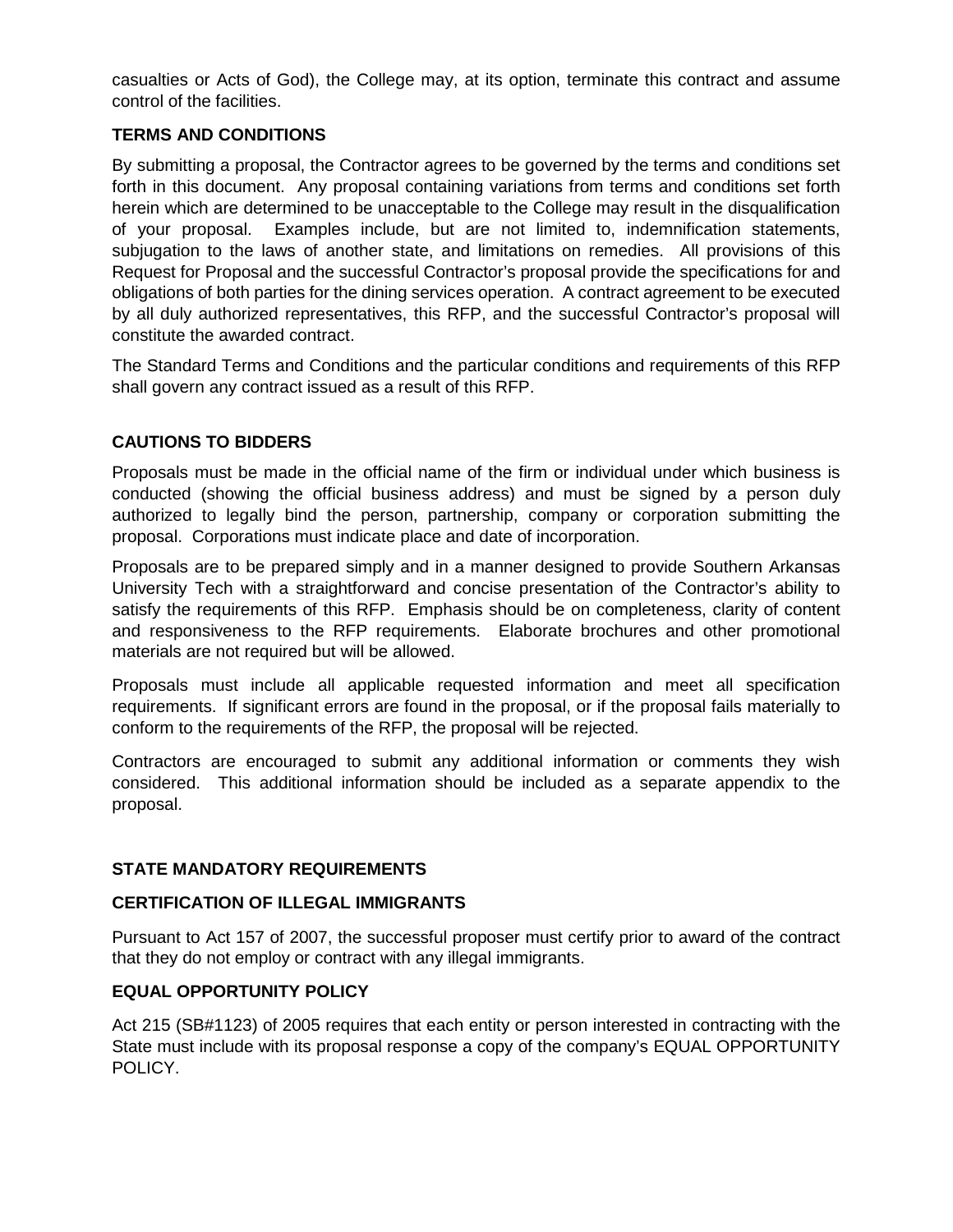casualties or Acts of God), the College may, at its option, terminate this contract and assume control of the facilities.

**TERMS AND CONDITIONS**

By submitting a proposal, the Contractor agrees to be governed by the terms and conditions set forth in this document. Any proposal containing variations from terms and conditions set forth herein which are determined to be unacceptable to the College may result in the disqualification of your proposal. Examples include, but are not limited to, indemnification statements, subjugation to the laws of another state, and limitations on remedies. All provisions of this Request for Proposal and the successful Contractor's proposal provide the specifications for and obligations of both parties for the dining services operation. A contract agreement to be executed by all duly authorized representatives, this RFP, and the successful Contractor's proposal will constitute the awarded contract.

The Standard Terms and Conditions and the particular conditions and requirements of this RFP shall govern any contract issued as a result of this RFP.

**CAUTIONS TO BIDDERS**

Proposals must be made in the official name of the firm or individual under which business is conducted (showing the official business address) and must be signed by a person duly authorized to legally bind the person, partnership, company or corporation submitting the proposal. Corporations must indicate place and date of incorporation.

Proposals are to be prepared simply and in a manner designed to provide Southern Arkansas University Tech with a straightforward and concise presentation of the Contractor's ability to satisfy the requirements of this RFP. Emphasis should be on completeness, clarity of content and responsiveness to the RFP requirements. Elaborate brochures and other promotional materials are not required but will be allowed.

Proposals must include all applicable requested information and meet all specification requirements. If significant errors are found in the proposal, or if the proposal fails materially to conform to the requirements of the RFP, the proposal will be rejected.

Contractors are encouraged to submit any additional information or comments they wish considered. This additional information should be included as a separate appendix to the proposal.

**STATE MANDATORY REQUIREMENTS**

**CERTIFICATION OF ILLEGAL IMMIGRANTS**

Pursuant to Act 157 of 2007, the successful proposer must certify prior to award of the contract that they do not employ or contract with any illegal immigrants.

**EQUAL OPPORTUNITY POLICY**

Act 215 (SB#1123) of 2005 requires that each entity or person interested in contracting with the State must include with its proposal response a copy of the company's EQUAL OPPORTUNITY POLICY.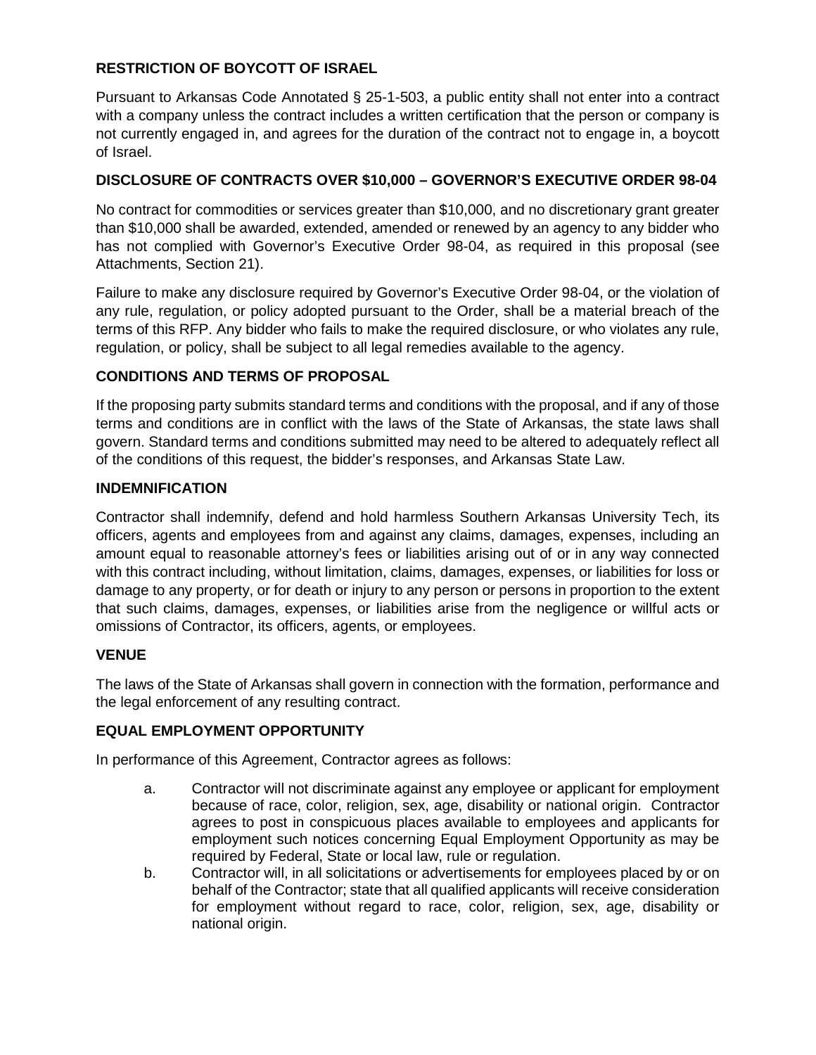## RESTRICTION OF BOYCOTT OF ISRAEL

Pursuant to Arkansas Code Annotated § 25-1-503, a public entity shall not enter into a contract with a company unless the contract includes a written certification that the person or company is not currently engaged in, and agrees for the duration of the contract not to engage in, a boycott of Israel.

## DISCLOSURE OF CONTRACTS OVER $10,000 – GOVERNOR'S EXECUTIVE ORDER 98-04

No contract for commodities or services greater than $10,000, and no discretionary grant greater than $10,000 shall be awarded, extended, amended or renewed by an agency to any bidder who has not complied with Governor's Executive Order 98-04, as required in this proposal (see Attachments, Section 21).

Failure to make any disclosure required by Governor's Executive Order 98-04, or the violation of any rule, regulation, or policy adopted pursuant to the Order, shall be a material breach of the terms of this RFP. Any bidder who fails to make the required disclosure, or who violates any rule, regulation, or policy, shall be subject to all legal remedies available to the agency.

## CONDITIONS AND TERMS OF PROPOSAL

If the proposing party submits standard terms and conditions with the proposal, and if any of those terms and conditions are in conflict with the laws of the State of Arkansas, the state laws shall govern. Standard terms and conditions submitted may need to be altered to adequately reflect all of the conditions of this request, the bidder's responses, and Arkansas State Law.

## INDEMNIFICATION

Contractor shall indemnify, defend and hold harmless Southern Arkansas University Tech, its officers, agents and employees from and against any claims, damages, expenses, including an amount equal to reasonable attorney's fees or liabilities arising out of or in any way connected with this contract including, without limitation, claims, damages, expenses, or liabilities for loss or damage to any property, or for death or injury to any person or persons in proportion to the extent that such claims, damages, expenses, or liabilities arise from the negligence or willful acts or omissions of Contractor, its officers, agents, or employees.

## VENUE

The laws of the State of Arkansas shall govern in connection with the formation, performance and the legal enforcement of any resulting contract.

## EQUAL EMPLOYMENT OPPORTUNITY

In performance of this Agreement, Contractor agrees as follows:

a. Contractor will not discriminate against any employee or applicant for employment because of race, color, religion, sex, age, disability or national origin. Contractor agrees to post in conspicuous places available to employees and applicants for employment such notices concerning Equal Employment Opportunity as may be required by Federal, State or local law, rule or regulation.

b. Contractor will, in all solicitations or advertisements for employees placed by or on behalf of the Contractor; state that all qualified applicants will receive consideration for employment without regard to race, color, religion, sex, age, disability or national origin.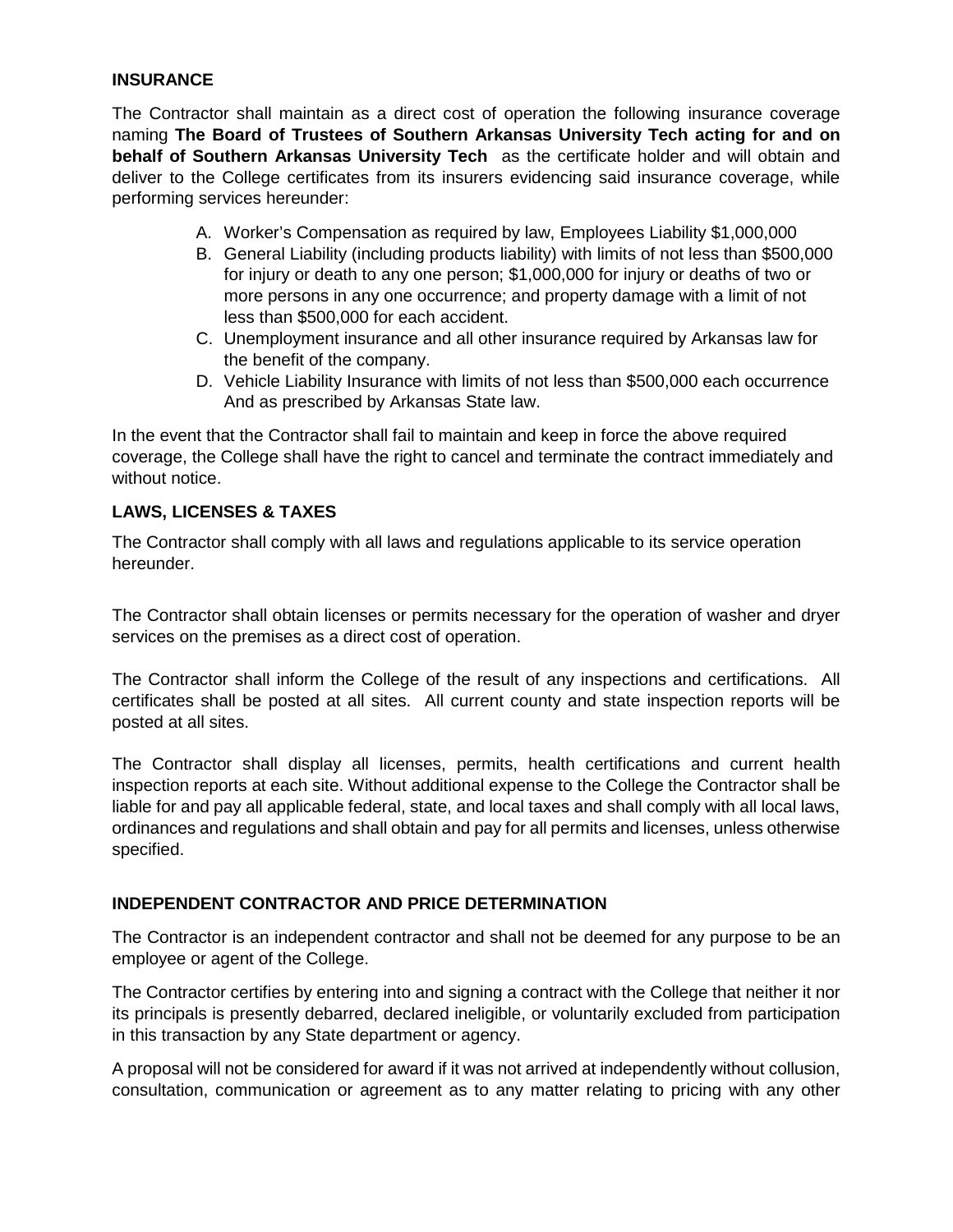## INSURANCE

The Contractor shall maintain as a direct cost of operation the following insurance coverage naming **The Board of Trustees of Southern Arkansas University Tech acting for and on behalf of Southern Arkansas University Tech** as the certificate holder and will obtain and deliver to the College certificates from its insurers evidencing said insurance coverage, while performing services hereunder:

A. Worker's Compensation as required by law, Employees Liability $1,000,000
B. General Liability (including products liability) with limits of not less than $500,000 for injury or death to any one person; $1,000,000 for injury or deaths of two or more persons in any one occurrence; and property damage with a limit of not less than $500,000 for each accident.
C. Unemployment insurance and all other insurance required by Arkansas law for the benefit of the company.
D. Vehicle Liability Insurance with limits of not less than $500,000 each occurrence And as prescribed by Arkansas State law.

In the event that the Contractor shall fail to maintain and keep in force the above required coverage, the College shall have the right to cancel and terminate the contract immediately and without notice.

## LAWS, LICENSES & TAXES

The Contractor shall comply with all laws and regulations applicable to its service operation hereunder.

The Contractor shall obtain licenses or permits necessary for the operation of washer and dryer services on the premises as a direct cost of operation.

The Contractor shall inform the College of the result of any inspections and certifications. All certificates shall be posted at all sites. All current county and state inspection reports will be posted at all sites.

The Contractor shall display all licenses, permits, health certifications and current health inspection reports at each site. Without additional expense to the College the Contractor shall be liable for and pay all applicable federal, state, and local taxes and shall comply with all local laws, ordinances and regulations and shall obtain and pay for all permits and licenses, unless otherwise specified.

## INDEPENDENT CONTRACTOR AND PRICE DETERMINATION

The Contractor is an independent contractor and shall not be deemed for any purpose to be an employee or agent of the College.

The Contractor certifies by entering into and signing a contract with the College that neither it nor its principals is presently debarred, declared ineligible, or voluntarily excluded from participation in this transaction by any State department or agency.

A proposal will not be considered for award if it was not arrived at independently without collusion, consultation, communication or agreement as to any matter relating to pricing with any other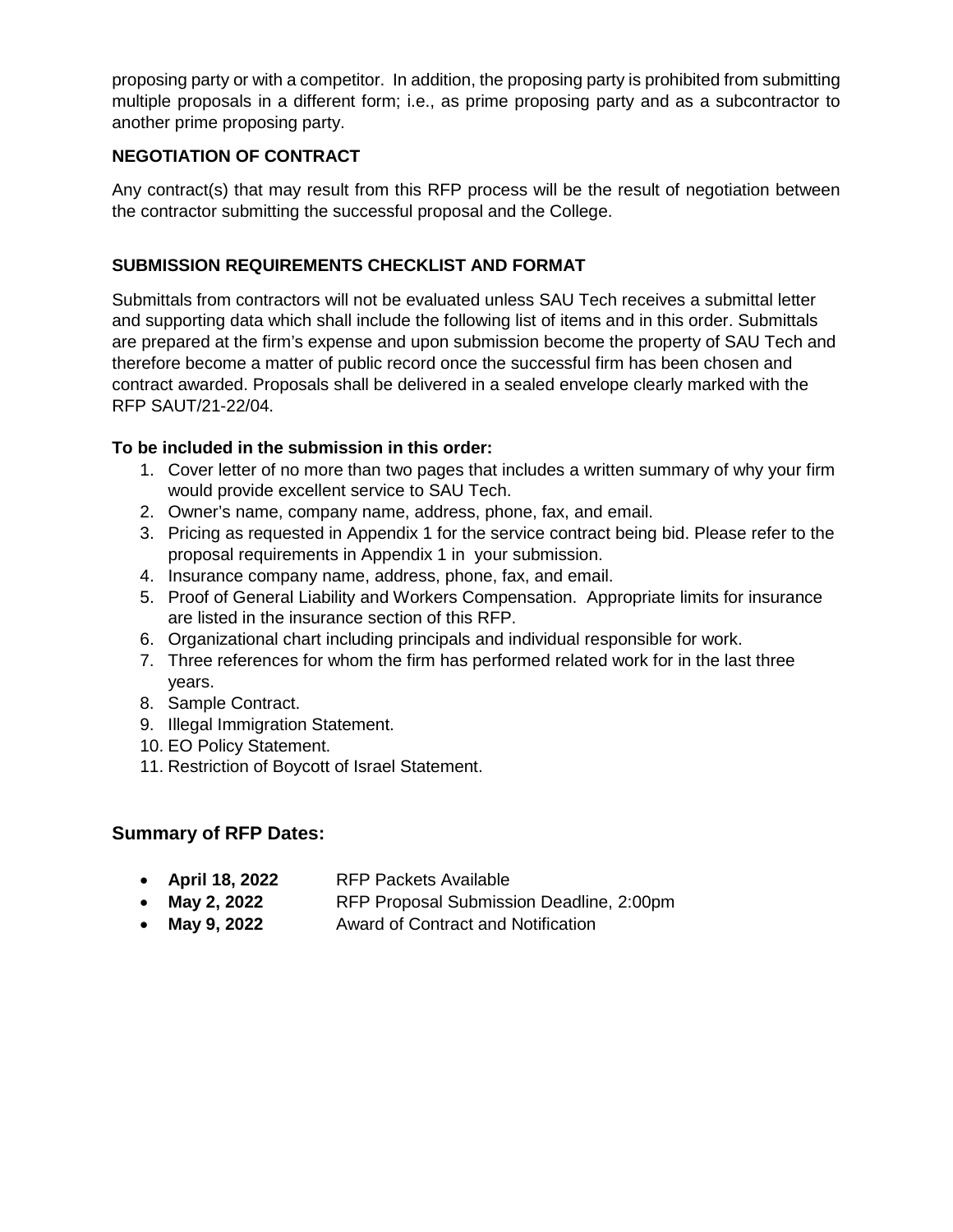proposing party or with a competitor. In addition, the proposing party is prohibited from submitting multiple proposals in a different form; i.e., as prime proposing party and as a subcontractor to another prime proposing party.

### NEGOTIATION OF CONTRACT

Any contract(s) that may result from this RFP process will be the result of negotiation between the contractor submitting the successful proposal and the College.

### SUBMISSION REQUIREMENTS CHECKLIST AND FORMAT

Submittals from contractors will not be evaluated unless SAU Tech receives a submittal letter and supporting data which shall include the following list of items and in this order. Submittals are prepared at the firm's expense and upon submission become the property of SAU Tech and therefore become a matter of public record once the successful firm has been chosen and contract awarded. Proposals shall be delivered in a sealed envelope clearly marked with the RFP SAUT/21-22/04.

**To be included in the submission in this order:**

1. Cover letter of no more than two pages that includes a written summary of why your firm would provide excellent service to SAU Tech.
2. Owner's name, company name, address, phone, fax, and email.
3. Pricing as requested in Appendix 1 for the service contract being bid. Please refer to the proposal requirements in Appendix 1 in your submission.
4. Insurance company name, address, phone, fax, and email.
5. Proof of General Liability and Workers Compensation. Appropriate limits for insurance are listed in the insurance section of this RFP.
6. Organizational chart including principals and individual responsible for work.
7. Three references for whom the firm has performed related work for in the last three years.
8. Sample Contract.
9. Illegal Immigration Statement.
10. EO Policy Statement.
11. Restriction of Boycott of Israel Statement.

## Summary of RFP Dates:

- **April 18, 2022** RFP Packets Available
- **May 2, 2022** RFP Proposal Submission Deadline, 2:00pm
- **May 9, 2022** Award of Contract and Notification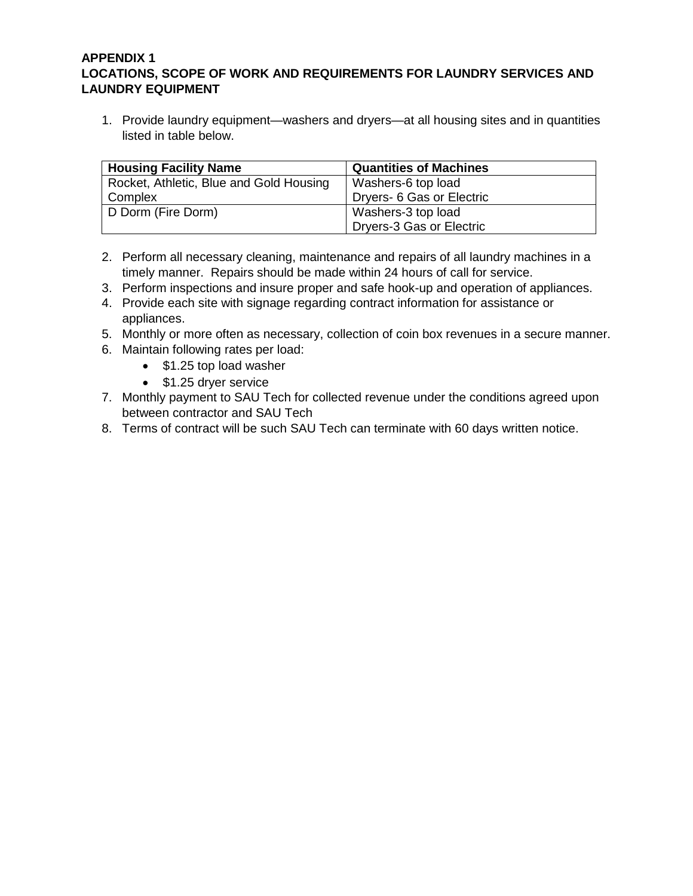**APPENDIX 1**
**LOCATIONS, SCOPE OF WORK AND REQUIREMENTS FOR LAUNDRY SERVICES AND LAUNDRY EQUIPMENT**

1. Provide laundry equipment—washers and dryers—at all housing sites and in quantities listed in table below.

| Housing Facility Name | Quantities of Machines |
| --- | --- |
| Rocket, Athletic, Blue and Gold Housing Complex | Washers-6 top load<br>Dryers- 6 Gas or Electric |
| D Dorm (Fire Dorm) | Washers-3 top load<br>Dryers-3 Gas or Electric |

2. Perform all necessary cleaning, maintenance and repairs of all laundry machines in a timely manner. Repairs should be made within 24 hours of call for service.
3. Perform inspections and insure proper and safe hook-up and operation of appliances.
4. Provide each site with signage regarding contract information for assistance or appliances.
5. Monthly or more often as necessary, collection of coin box revenues in a secure manner.
6. Maintain following rates per load:
   - $1.25 top load washer
   - $1.25 dryer service
7. Monthly payment to SAU Tech for collected revenue under the conditions agreed upon between contractor and SAU Tech
8. Terms of contract will be such SAU Tech can terminate with 60 days written notice.